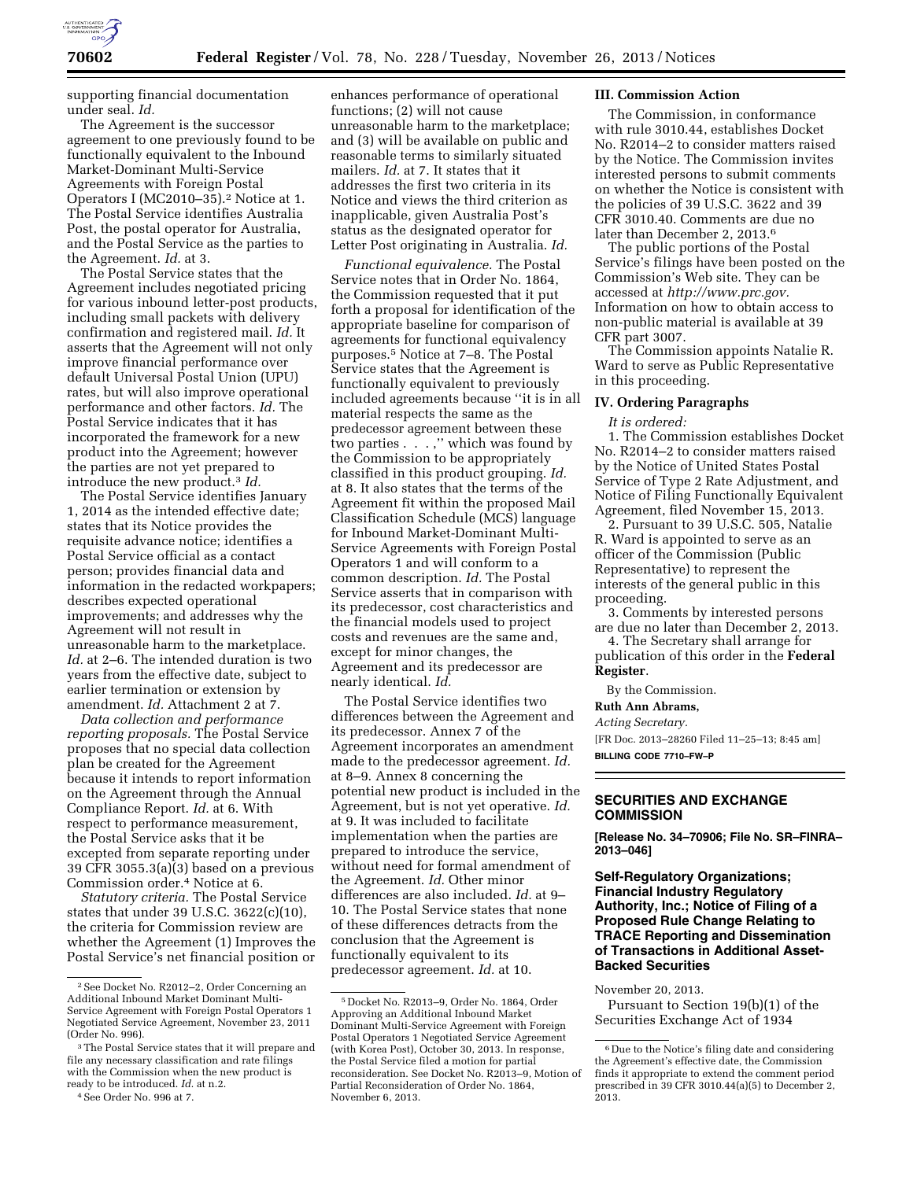supporting financial documentation under seal. *Id.*

The Agreement is the successor agreement to one previously found to be functionally equivalent to the Inbound Market-Dominant Multi-Service Agreements with Foreign Postal Operators I (MC2010–35).[2] Notice at 1. The Postal Service identifies Australia Post, the postal operator for Australia, and the Postal Service as the parties to the Agreement. *Id.* at 3.

The Postal Service states that the Agreement includes negotiated pricing for various inbound letter-post products, including small packets with delivery confirmation and registered mail. *Id.* It asserts that the Agreement will not only improve financial performance over default Universal Postal Union (UPU) rates, but will also improve operational performance and other factors. *Id.* The Postal Service indicates that it has incorporated the framework for a new product into the Agreement; however the parties are not yet prepared to introduce the new product.[3] *Id.*

The Postal Service identifies January 1, 2014 as the intended effective date; states that its Notice provides the requisite advance notice; identifies a Postal Service official as a contact person; provides financial data and information in the redacted workpapers; describes expected operational improvements; and addresses why the Agreement will not result in unreasonable harm to the marketplace. *Id.* at 2–6. The intended duration is two years from the effective date, subject to earlier termination or extension by amendment. *Id.* Attachment 2 at 7.

*Data collection and performance reporting proposals.* The Postal Service proposes that no special data collection plan be created for the Agreement because it intends to report information on the Agreement through the Annual Compliance Report. *Id.* at 6. With respect to performance measurement, the Postal Service asks that it be excepted from separate reporting under 39 CFR 3055.3(a)(3) based on a previous Commission order.[4] Notice at 6.

*Statutory criteria.* The Postal Service states that under 39 U.S.C. 3622(c)(10), the criteria for Commission review are whether the Agreement (1) Improves the Postal Service's net financial position or enhances performance of operational functions; (2) will not cause unreasonable harm to the marketplace; and (3) will be available on public and reasonable terms to similarly situated mailers. *Id.* at 7. It states that it addresses the first two criteria in its Notice and views the third criterion as inapplicable, given Australia Post's status as the designated operator for Letter Post originating in Australia. *Id.*

*Functional equivalence.* The Postal Service notes that in Order No. 1864, the Commission requested that it put forth a proposal for identification of the appropriate baseline for comparison of agreements for functional equivalency purposes.[5] Notice at 7–8. The Postal Service states that the Agreement is functionally equivalent to previously included agreements because "it is in all material respects the same as the predecessor agreement between these two parties . . . ," which was found by the Commission to be appropriately classified in this product grouping. *Id.* at 8. It also states that the terms of the Agreement fit within the proposed Mail Classification Schedule (MCS) language for Inbound Market-Dominant Multi-Service Agreements with Foreign Postal Operators 1 and will conform to a common description. *Id.* The Postal Service asserts that in comparison with its predecessor, cost characteristics and the financial models used to project costs and revenues are the same and, except for minor changes, the Agreement and its predecessor are nearly identical. *Id.*

The Postal Service identifies two differences between the Agreement and its predecessor. Annex 7 of the Agreement incorporates an amendment made to the predecessor agreement. *Id.* at 8–9. Annex 8 concerning the potential new product is included in the Agreement, but is not yet operative. *Id.* at 9. It was included to facilitate implementation when the parties are prepared to introduce the service, without need for formal amendment of the Agreement. *Id.* Other minor differences are also included. *Id.* at 9–10. The Postal Service states that none of these differences detracts from the conclusion that the Agreement is functionally equivalent to its predecessor agreement. *Id.* at 10.

## III. Commission Action

The Commission, in conformance with rule 3010.44, establishes Docket No. R2014–2 to consider matters raised by the Notice. The Commission invites interested persons to submit comments on whether the Notice is consistent with the policies of 39 U.S.C. 3622 and 39 CFR 3010.40. Comments are due no later than December 2, 2013.[6]

The public portions of the Postal Service's filings have been posted on the Commission's Web site. They can be accessed at *http://www.prc.gov.* Information on how to obtain access to non-public material is available at 39 CFR part 3007.

The Commission appoints Natalie R. Ward to serve as Public Representative in this proceeding.

## IV. Ordering Paragraphs

*It is ordered:*

1. The Commission establishes Docket No. R2014–2 to consider matters raised by the Notice of United States Postal Service of Type 2 Rate Adjustment, and Notice of Filing Functionally Equivalent Agreement, filed November 15, 2013.

2. Pursuant to 39 U.S.C. 505, Natalie R. Ward is appointed to serve as an officer of the Commission (Public Representative) to represent the interests of the general public in this proceeding.

3. Comments by interested persons are due no later than December 2, 2013.

4. The Secretary shall arrange for publication of this order in the **Federal Register**.

By the Commission.

**Ruth Ann Abrams,**

*Acting Secretary.*

[FR Doc. 2013–28260 Filed 11–25–13; 8:45 am]

**BILLING CODE 7710–FW–P**

---

[2] See Docket No. R2012–2, Order Concerning an Additional Inbound Market Dominant Multi-Service Agreement with Foreign Postal Operators 1 Negotiated Service Agreement, November 23, 2011 (Order No. 996).

[3] The Postal Service states that it will prepare and file any necessary classification and rate filings with the Commission when the new product is ready to be introduced. *Id.* at n.2.

[4] See Order No. 996 at 7.

[5] Docket No. R2013–9, Order No. 1864, Order Approving an Additional Inbound Market Dominant Multi-Service Agreement with Foreign Postal Operators 1 Negotiated Service Agreement (with Korea Post), October 30, 2013. In response, the Postal Service filed a motion for partial reconsideration. See Docket No. R2013–9, Motion of Partial Reconsideration of Order No. 1864, November 6, 2013.

[6] Due to the Notice's filing date and considering the Agreement's effective date, the Commission finds it appropriate to extend the comment period prescribed in 39 CFR 3010.44(a)(5) to December 2, 2013.

---

## SECURITIES AND EXCHANGE COMMISSION

**[Release No. 34–70906; File No. SR–FINRA–2013–046]**

### Self-Regulatory Organizations; Financial Industry Regulatory Authority, Inc.; Notice of Filing of a Proposed Rule Change Relating to TRACE Reporting and Dissemination of Transactions in Additional Asset-Backed Securities

November 20, 2013.

Pursuant to Section 19(b)(1) of the Securities Exchange Act of 1934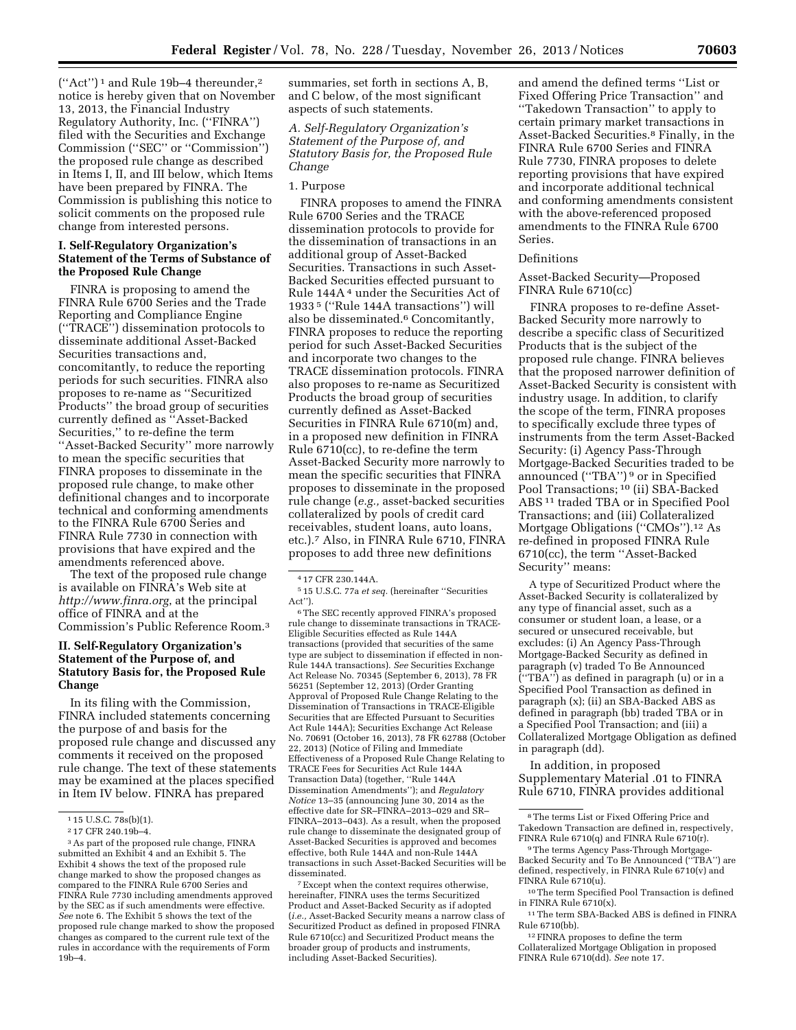("Act")[1] and Rule 19b–4 thereunder,[2] notice is hereby given that on November 13, 2013, the Financial Industry Regulatory Authority, Inc. ("FINRA") filed with the Securities and Exchange Commission ("SEC" or "Commission") the proposed rule change as described in Items I, II, and III below, which Items have been prepared by FINRA. The Commission is publishing this notice to solicit comments on the proposed rule change from interested persons.

## I. Self-Regulatory Organization's Statement of the Terms of Substance of the Proposed Rule Change

FINRA is proposing to amend the FINRA Rule 6700 Series and the Trade Reporting and Compliance Engine ("TRACE") dissemination protocols to disseminate additional Asset-Backed Securities transactions and, concomitantly, to reduce the reporting periods for such securities. FINRA also proposes to re-name as "Securitized Products" the broad group of securities currently defined as "Asset-Backed Securities," to re-define the term "Asset-Backed Security" more narrowly to mean the specific securities that FINRA proposes to disseminate in the proposed rule change, to make other definitional changes and to incorporate technical and conforming amendments to the FINRA Rule 6700 Series and FINRA Rule 7730 in connection with provisions that have expired and the amendments referenced above.

The text of the proposed rule change is available on FINRA's Web site at *http://www.finra.org*, at the principal office of FINRA and at the Commission's Public Reference Room.[3]

## II. Self-Regulatory Organization's Statement of the Purpose of, and Statutory Basis for, the Proposed Rule Change

In its filing with the Commission, FINRA included statements concerning the purpose of and basis for the proposed rule change and discussed any comments it received on the proposed rule change. The text of these statements may be examined at the places specified in Item IV below. FINRA has prepared summaries, set forth in sections A, B, and C below, of the most significant aspects of such statements.

### *A. Self-Regulatory Organization's Statement of the Purpose of, and Statutory Basis for, the Proposed Rule Change*

#### 1. Purpose

FINRA proposes to amend the FINRA Rule 6700 Series and the TRACE dissemination protocols to provide for the dissemination of transactions in an additional group of Asset-Backed Securities. Transactions in such Asset-Backed Securities effected pursuant to Rule 144A[4] under the Securities Act of 1933[5] ("Rule 144A transactions") will also be disseminated.[6] Concomitantly, FINRA proposes to reduce the reporting period for such Asset-Backed Securities and incorporate two changes to the TRACE dissemination protocols. FINRA also proposes to re-name as Securitized Products the broad group of securities currently defined as Asset-Backed Securities in FINRA Rule 6710(m) and, in a proposed new definition in FINRA Rule 6710(cc), to re-define the term Asset-Backed Security more narrowly to mean the specific securities that FINRA proposes to disseminate in the proposed rule change (*e.g.,* asset-backed securities collateralized by pools of credit card receivables, student loans, auto loans, etc.).[7] Also, in FINRA Rule 6710, FINRA proposes to add three new definitions and amend the defined terms "List or Fixed Offering Price Transaction" and "Takedown Transaction" to apply to certain primary market transactions in Asset-Backed Securities.[8] Finally, in the FINRA Rule 6700 Series and FINRA Rule 7730, FINRA proposes to delete reporting provisions that have expired and incorporate additional technical and conforming amendments consistent with the above-referenced proposed amendments to the FINRA Rule 6700 Series.

#### Definitions

##### Asset-Backed Security—Proposed FINRA Rule 6710(cc)

FINRA proposes to re-define Asset-Backed Security more narrowly to describe a specific class of Securitized Products that is the subject of the proposed rule change. FINRA believes that the proposed narrower definition of Asset-Backed Security is consistent with industry usage. In addition, to clarify the scope of the term, FINRA proposes to specifically exclude three types of instruments from the term Asset-Backed Security: (i) Agency Pass-Through Mortgage-Backed Securities traded to be announced ("TBA")[9] or in Specified Pool Transactions;[10] (ii) SBA-Backed ABS[11] traded TBA or in Specified Pool Transactions; and (iii) Collateralized Mortgage Obligations ("CMOs").[12] As re-defined in proposed FINRA Rule 6710(cc), the term "Asset-Backed Security" means:

> A type of Securitized Product where the Asset-Backed Security is collateralized by any type of financial asset, such as a consumer or student loan, a lease, or a secured or unsecured receivable, but excludes: (i) An Agency Pass-Through Mortgage-Backed Security as defined in paragraph (v) traded To Be Announced ("TBA") as defined in paragraph (u) or in a Specified Pool Transaction as defined in paragraph (x); (ii) an SBA-Backed ABS as defined in paragraph (bb) traded TBA or in a Specified Pool Transaction; and (iii) a Collateralized Mortgage Obligation as defined in paragraph (dd).

In addition, in proposed Supplementary Material .01 to FINRA Rule 6710, FINRA provides additional

---

[1] 15 U.S.C. 78s(b)(1).

[2] 17 CFR 240.19b–4.

[3] As part of the proposed rule change, FINRA submitted an Exhibit 4 and an Exhibit 5. The Exhibit 4 shows the text of the proposed rule change marked to show the proposed changes as compared to the FINRA Rule 6700 Series and FINRA Rule 7730 including amendments approved by the SEC as if such amendments were effective. *See* note 6. The Exhibit 5 shows the text of the proposed rule change marked to show the proposed changes as compared to the current rule text of the rules in accordance with the requirements of Form 19b–4.

[4] 17 CFR 230.144A.

[5] 15 U.S.C. 77a *et seq.* (hereinafter "Securities Act").

[6] The SEC recently approved FINRA's proposed rule change to disseminate transactions in TRACE-Eligible Securities effected as Rule 144A transactions (provided that securities of the same type are subject to dissemination if effected in non-Rule 144A transactions). *See* Securities Exchange Act Release No. 70345 (September 6, 2013), 78 FR 56251 (September 12, 2013) (Order Granting Approval of Proposed Rule Change Relating to the Dissemination of Transactions in TRACE-Eligible Securities that are Effected Pursuant to Securities Act Rule 144A); Securities Exchange Act Release No. 70691 (October 16, 2013), 78 FR 62788 (October 22, 2013) (Notice of Filing and Immediate Effectiveness of a Proposed Rule Change Relating to TRACE Fees for Securities Act Rule 144A Transaction Data) (together, "Rule 144A Dissemination Amendments"); and *Regulatory Notice* 13–35 (announcing June 30, 2014 as the effective date for SR–FINRA–2013–029 and SR–FINRA–2013–043). As a result, when the proposed rule change to disseminate the designated group of Asset-Backed Securities is approved and becomes effective, both Rule 144A and non-Rule 144A transactions in such Asset-Backed Securities will be disseminated.

[7] Except when the context requires otherwise, hereinafter, FINRA uses the terms Securitized Product and Asset-Backed Security as if adopted (*i.e.,* Asset-Backed Security means a narrow class of Securitized Product as defined in proposed FINRA Rule 6710(cc) and Securitized Product means the broader group of products and instruments, including Asset-Backed Securities).

[8] The terms List or Fixed Offering Price Transaction and Takedown Transaction are defined in, respectively, FINRA Rule 6710(q) and FINRA Rule 6710(r).

[9] The terms Agency Pass-Through Mortgage-Backed Security and To Be Announced ("TBA") are defined, respectively, in FINRA Rule 6710(v) and FINRA Rule 6710(u).

[10] The term Specified Pool Transaction is defined in FINRA Rule 6710(x).

[11] The term SBA-Backed ABS is defined in FINRA Rule 6710(bb).

[12] FINRA proposes to define the term Collateralized Mortgage Obligation in proposed FINRA Rule 6710(dd). *See* note 17.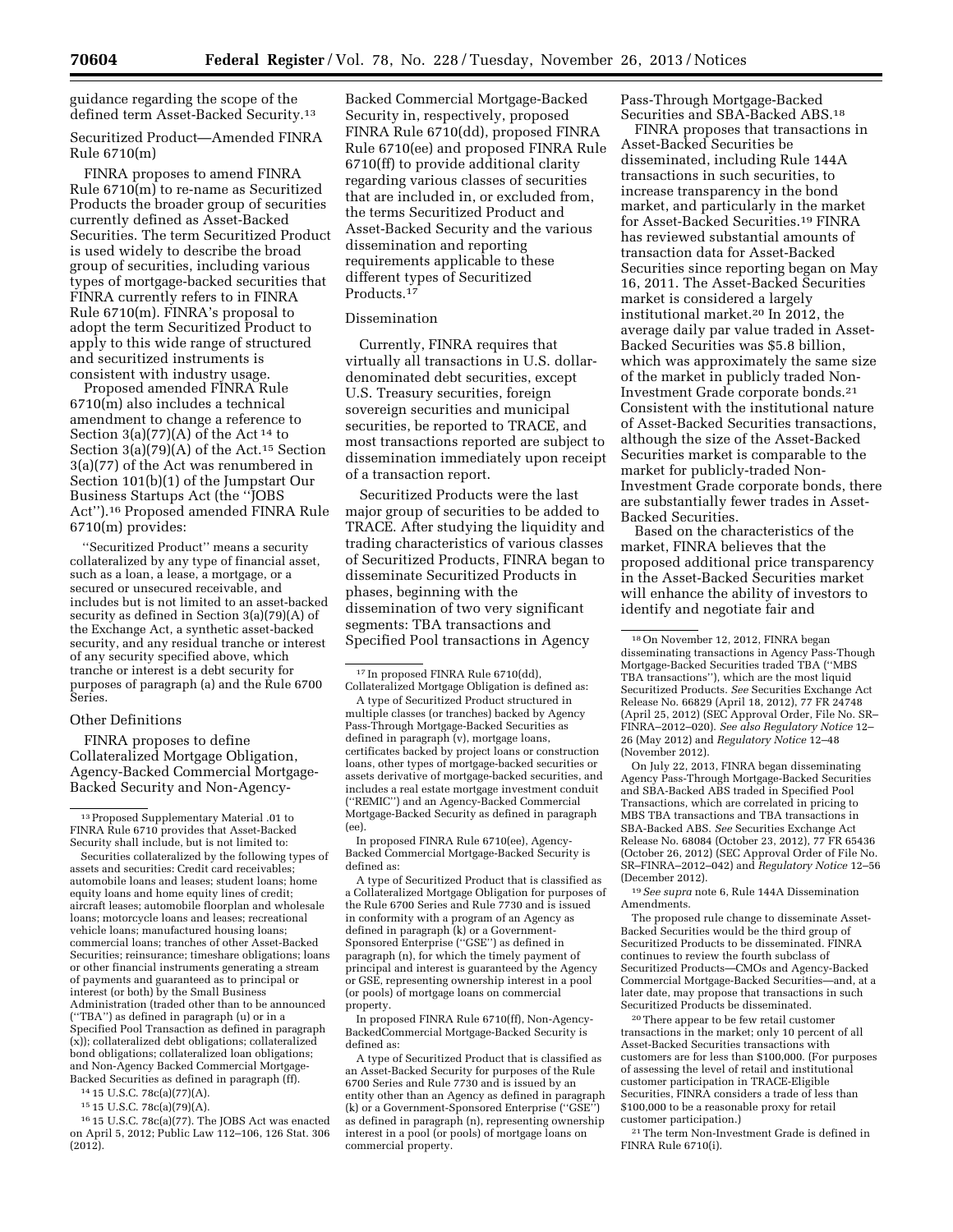guidance regarding the scope of the defined term Asset-Backed Security.[13]

Securitized Product—Amended FINRA Rule 6710(m)

FINRA proposes to amend FINRA Rule 6710(m) to re-name as Securitized Products the broader group of securities currently defined as Asset-Backed Securities. The term Securitized Product is used widely to describe the broad group of securities, including various types of mortgage-backed securities that FINRA currently refers to in FINRA Rule 6710(m). FINRA's proposal to adopt the term Securitized Product to apply to this wide range of structured and securitized instruments is consistent with industry usage.

Proposed amended FINRA Rule 6710(m) also includes a technical amendment to change a reference to Section 3(a)(77)(A) of the Act [14] to Section 3(a)(79)(A) of the Act.[15] Section 3(a)(77) of the Act was renumbered in Section 101(b)(1) of the Jumpstart Our Business Startups Act (the ''JOBS Act'').[16] Proposed amended FINRA Rule 6710(m) provides:

> ''Securitized Product'' means a security collateralized by any type of financial asset, such as a loan, a lease, a mortgage, or a secured or unsecured receivable, and includes but is not limited to an asset-backed security as defined in Section 3(a)(79)(A) of the Exchange Act, a synthetic asset-backed security, and any residual tranche or interest of any security specified above, which tranche or interest is a debt security for purposes of paragraph (a) and the Rule 6700 Series.

Other Definitions

FINRA proposes to define Collateralized Mortgage Obligation, Agency-Backed Commercial Mortgage-Backed Security and Non-Agency-Backed Commercial Mortgage-Backed Security in, respectively, proposed FINRA Rule 6710(dd), proposed FINRA Rule 6710(ee) and proposed FINRA Rule 6710(ff) to provide additional clarity regarding various classes of securities that are included in, or excluded from, the terms Securitized Product and Asset-Backed Security and the various dissemination and reporting requirements applicable to these different types of Securitized Products.[17]

Dissemination

Currently, FINRA requires that virtually all transactions in U.S. dollar-denominated debt securities, except U.S. Treasury securities, foreign sovereign securities and municipal securities, be reported to TRACE, and most transactions reported are subject to dissemination immediately upon receipt of a transaction report.

Securitized Products were the last major group of securities to be added to TRACE. After studying the liquidity and trading characteristics of various classes of Securitized Products, FINRA began to disseminate Securitized Products in phases, beginning with the dissemination of two very significant segments: TBA transactions and Specified Pool transactions in Agency Pass-Through Mortgage-Backed Securities and SBA-Backed ABS.[18]

FINRA proposes that transactions in Asset-Backed Securities be disseminated, including Rule 144A transactions in such securities, to increase transparency in the bond market, and particularly in the market for Asset-Backed Securities.[19] FINRA has reviewed substantial amounts of transaction data for Asset-Backed Securities since reporting began on May 16, 2011. The Asset-Backed Securities market is considered a largely institutional market.[20] In 2012, the average daily par value traded in Asset-Backed Securities was $5.8 billion, which was approximately the same size of the market in publicly traded Non-Investment Grade corporate bonds.[21] Consistent with the institutional nature of Asset-Backed Securities transactions, although the size of the Asset-Backed Securities market is comparable to the market for publicly-traded Non-Investment Grade corporate bonds, there are substantially fewer trades in Asset-Backed Securities.

Based on the characteristics of the market, FINRA believes that the proposed additional price transparency in the Asset-Backed Securities market will enhance the ability of investors to identify and negotiate fair and

---

[13] Proposed Supplementary Material .01 to FINRA Rule 6710 provides that Asset-Backed Security shall include, but is not limited to:

Securities collateralized by the following types of assets and securities: Credit card receivables; automobile loans and leases; student loans; home equity loans and home equity lines of credit; aircraft leases; automobile floorplan and wholesale loans; motorcycle loans and leases; recreational vehicle loans; manufactured housing loans; commercial loans; tranches of other Asset-Backed Securities; reinsurance; timeshare obligations; loans or other financial instruments generating a stream of payments and guaranteed as to principal or interest (or both) by the Small Business Administration (traded other than to be announced (''TBA'') as defined in paragraph (u) or in a Specified Pool Transaction as defined in paragraph (x)); collateralized debt obligations; collateralized bond obligations; collateralized loan obligations; and Non-Agency Backed Commercial Mortgage-Backed Securities as defined in paragraph (ff).

[14] 15 U.S.C. 78c(a)(77)(A).

[15] 15 U.S.C. 78c(a)(79)(A).

[16] 15 U.S.C. 78c(a)(77). The JOBS Act was enacted on April 5, 2012; Public Law 112–106, 126 Stat. 306 (2012).

[17] In proposed FINRA Rule 6710(dd), Collateralized Mortgage Obligation is defined as:

A type of Securitized Product structured in multiple classes (or tranches) backed by Agency Pass-Through Mortgage-Backed Securities as defined in paragraph (v), mortgage loans, certificates backed by project loans or construction loans, other types of mortgage-backed securities or assets derivative of mortgage-backed securities, and includes a real estate mortgage investment conduit (''REMIC'') and an Agency-Backed Commercial Mortgage-Backed Security as defined in paragraph (ee).

In proposed FINRA Rule 6710(ee), Agency-Backed Commercial Mortgage-Backed Security is defined as:

A type of Securitized Product that is classified as a Collateralized Mortgage Obligation for purposes of the Rule 6700 Series and Rule 7730 and is issued in conformity with a program of an Agency as defined in paragraph (k) or a Government-Sponsored Enterprise (''GSE'') as defined in paragraph (n), for which the timely payment of principal and interest is guaranteed by the Agency or GSE, representing ownership interest in a pool (or pools) of mortgage loans on commercial property.

In proposed FINRA Rule 6710(ff), Non-Agency-BackedCommercial Mortgage-Backed Security is defined as:

A type of Securitized Product that is classified as an Asset-Backed Security for purposes of the Rule 6700 Series and Rule 7730 and is issued by an entity other than an Agency as defined in paragraph (k) or a Government-Sponsored Enterprise (''GSE'') as defined in paragraph (n), representing ownership interest in a pool (or pools) of mortgage loans on commercial property.

[18] On November 12, 2012, FINRA began disseminating transactions in Agency Pass-Though Mortgage-Backed Securities traded TBA (''MBS TBA transactions''), which are the most liquid Securitized Products. *See* Securities Exchange Act Release No. 66829 (April 18, 2012), 77 FR 24748 (April 25, 2012) (SEC Approval Order, File No. SR–FINRA–2012–020). *See also Regulatory Notice* 12–26 (May 2012) and *Regulatory Notice* 12–48 (November 2012).

On July 22, 2013, FINRA began disseminating Agency Pass-Through Mortgage-Backed Securities and SBA-Backed ABS traded in Specified Pool Transactions, which are correlated in pricing to MBS TBA transactions and TBA transactions in SBA-Backed ABS. *See* Securities Exchange Act Release No. 68084 (October 23, 2012), 77 FR 65436 (October 26, 2012) (SEC Approval Order of File No. SR–FINRA–2012–042) and *Regulatory Notice* 12–56 (December 2012).

[19] *See supra* note 6, Rule 144A Dissemination Amendments.

The proposed rule change to disseminate Asset-Backed Securities would be the third group of Securitized Products to be disseminated. FINRA continues to review the fourth subclass of Securitized Products—CMOs and Agency-Backed Commercial Mortgage-Backed Securities—and, at a later date, may propose that transactions in such Securitized Products be disseminated.

[20] There appear to be few retail customer transactions in the market; only 10 percent of all Asset-Backed Securities transactions with customers are for less than $100,000. (For purposes of assessing the level of retail and institutional customer participation in TRACE-Eligible Securities, FINRA considers a trade of less than $100,000 to be a reasonable proxy for retail customer participation.)

[21] The term Non-Investment Grade is defined in FINRA Rule 6710(i).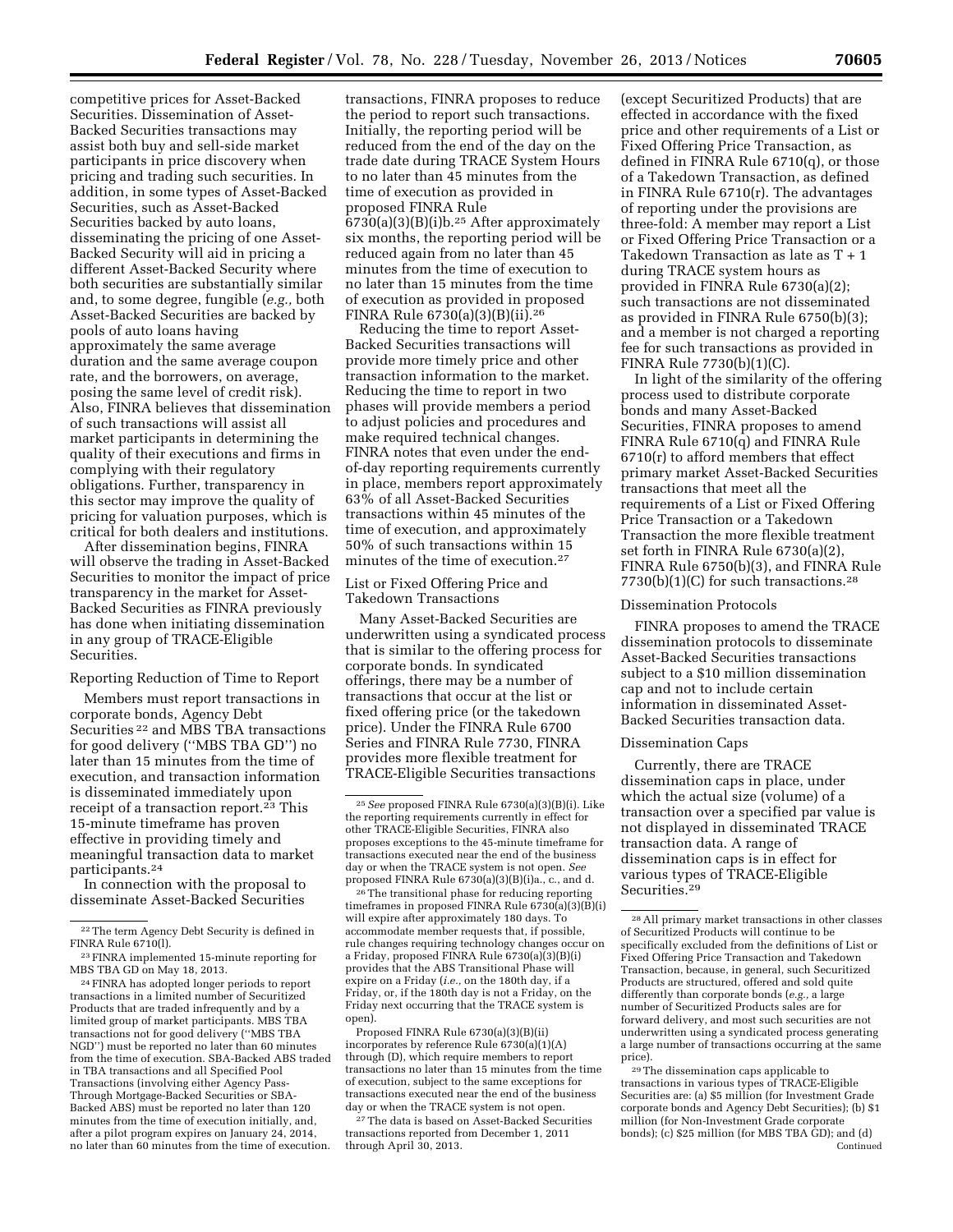competitive prices for Asset-Backed Securities. Dissemination of Asset-Backed Securities transactions may assist both buy and sell-side market participants in price discovery when pricing and trading such securities. In addition, in some types of Asset-Backed Securities, such as Asset-Backed Securities backed by auto loans, disseminating the pricing of one Asset-Backed Security will aid in pricing a different Asset-Backed Security where both securities are substantially similar and, to some degree, fungible (*e.g.,* both Asset-Backed Securities are backed by pools of auto loans having approximately the same average duration and the same average coupon rate, and the borrowers, on average, posing the same level of credit risk). Also, FINRA believes that dissemination of such transactions will assist all market participants in determining the quality of their executions and firms in complying with their regulatory obligations. Further, transparency in this sector may improve the quality of pricing for valuation purposes, which is critical for both dealers and institutions.

After dissemination begins, FINRA will observe the trading in Asset-Backed Securities to monitor the impact of price transparency in the market for Asset-Backed Securities as FINRA previously has done when initiating dissemination in any group of TRACE-Eligible Securities.

Reporting Reduction of Time to Report

Members must report transactions in corporate bonds, Agency Debt Securities [22] and MBS TBA transactions for good delivery (''MBS TBA GD'') no later than 15 minutes from the time of execution, and transaction information is disseminated immediately upon receipt of a transaction report.[23] This 15-minute timeframe has proven effective in providing timely and meaningful transaction data to market participants.[24]

In connection with the proposal to disseminate Asset-Backed Securities transactions, FINRA proposes to reduce the period to report such transactions. Initially, the reporting period will be reduced from the end of the day on the trade date during TRACE System Hours to no later than 45 minutes from the time of execution as provided in proposed FINRA Rule 6730(a)(3)(B)(i)b.[25] After approximately six months, the reporting period will be reduced again from no later than 45 minutes from the time of execution to no later than 15 minutes from the time of execution as provided in proposed FINRA Rule 6730(a)(3)(B)(ii).[26]

Reducing the time to report Asset-Backed Securities transactions will provide more timely price and other transaction information to the market. Reducing the time to report in two phases will provide members a period to adjust policies and procedures and make required technical changes. FINRA notes that even under the end-of-day reporting requirements currently in place, members report approximately 63% of all Asset-Backed Securities transactions within 45 minutes of the time of execution, and approximately 50% of such transactions within 15 minutes of the time of execution.[27]

List or Fixed Offering Price and Takedown Transactions

Many Asset-Backed Securities are underwritten using a syndicated process that is similar to the offering process for corporate bonds. In syndicated offerings, there may be a number of transactions that occur at the list or fixed offering price (or the takedown price). Under the FINRA Rule 6700 Series and FINRA Rule 7730, FINRA provides more flexible treatment for TRACE-Eligible Securities transactions (except Securitized Products) that are effected in accordance with the fixed price and other requirements of a List or Fixed Offering Price Transaction, as defined in FINRA Rule 6710(q), or those of a Takedown Transaction, as defined in FINRA Rule 6710(r). The advantages of reporting under the provisions are three-fold: A member may report a List or Fixed Offering Price Transaction or a Takedown Transaction as late as T + 1 during TRACE system hours as provided in FINRA Rule 6730(a)(2); such transactions are not disseminated as provided in FINRA Rule 6750(b)(3); and a member is not charged a reporting fee for such transactions as provided in FINRA Rule 7730(b)(1)(C).

In light of the similarity of the offering process used to distribute corporate bonds and many Asset-Backed Securities, FINRA proposes to amend FINRA Rule 6710(q) and FINRA Rule 6710(r) to afford members that effect primary market Asset-Backed Securities transactions that meet all the requirements of a List or Fixed Offering Price Transaction or a Takedown Transaction the more flexible treatment set forth in FINRA Rule 6730(a)(2), FINRA Rule 6750(b)(3), and FINRA Rule 7730(b)(1)(C) for such transactions.[28]

Dissemination Protocols

FINRA proposes to amend the TRACE dissemination protocols to disseminate Asset-Backed Securities transactions subject to a $10 million dissemination cap and not to include certain information in disseminated Asset-Backed Securities transaction data.

Dissemination Caps

Currently, there are TRACE dissemination caps in place, under which the actual size (volume) of a transaction over a specified par value is not displayed in disseminated TRACE transaction data. A range of dissemination caps is in effect for various types of TRACE-Eligible Securities.[29]

---

[22] The term Agency Debt Security is defined in FINRA Rule 6710(l).

[23] FINRA implemented 15-minute reporting for MBS TBA GD on May 18, 2013.

[24] FINRA has adopted longer periods to report transactions in a limited number of Securitized Products that are traded infrequently and by a limited group of market participants. MBS TBA transactions not for good delivery (''MBS TBA NGD'') must be reported no later than 60 minutes from the time of execution. SBA-Backed ABS traded in TBA transactions and all Specified Pool Transactions (involving either Agency Pass-Through Mortgage-Backed Securities or SBA-Backed ABS) must be reported no later than 120 minutes from the time of execution initially, and, after a pilot program expires on January 24, 2014, no later than 60 minutes from the time of execution.

[25] *See* proposed FINRA Rule 6730(a)(3)(B)(i). Like the reporting requirements currently in effect for other TRACE-Eligible Securities, FINRA also proposes exceptions to the 45-minute timeframe for transactions executed near the end of the business day or when the TRACE system is not open. *See* proposed FINRA Rule 6730(a)(3)(B)(i)a., c., and d.

[26] The transitional phase for reducing reporting timeframes in proposed FINRA Rule 6730(a)(3)(B)(i) will expire after approximately 180 days. To accommodate member requests that, if possible, rule changes requiring technology changes occur on a Friday, proposed FINRA Rule 6730(a)(3)(B)(i) provides that the ABS Transitional Phase will expire on a Friday (*i.e.,* on the 180th day, if a Friday, or, if the 180th day is not a Friday, on the Friday next occurring that the TRACE system is open).

Proposed FINRA Rule 6730(a)(3)(B)(ii) incorporates by reference Rule 6730(a)(1)(A) through (D), which require members to report transactions no later than 15 minutes from the time of execution, subject to the same exceptions for transactions executed near the end of the business day or when the TRACE system is not open.

[27] The data is based on Asset-Backed Securities transactions reported from December 1, 2011 through April 30, 2013.

[28] All primary market transactions in other classes of Securitized Products will continue to be specifically excluded from the definitions of List or Fixed Offering Price Transaction and Takedown Transaction, because, in general, such Securitized Products are structured, offered and sold quite differently than corporate bonds (*e.g.,* a large number of Securitized Products sales are for forward delivery, and most such securities are not underwritten using a syndicated process generating a large number of transactions occurring at the same price).

[29] The dissemination caps applicable to transactions in various types of TRACE-Eligible Securities are: (a) $5 million (for Investment Grade corporate bonds and Agency Debt Securities); (b) $1 million (for Non-Investment Grade corporate bonds); (c) $25 million (for MBS TBA GD); and (d) Continued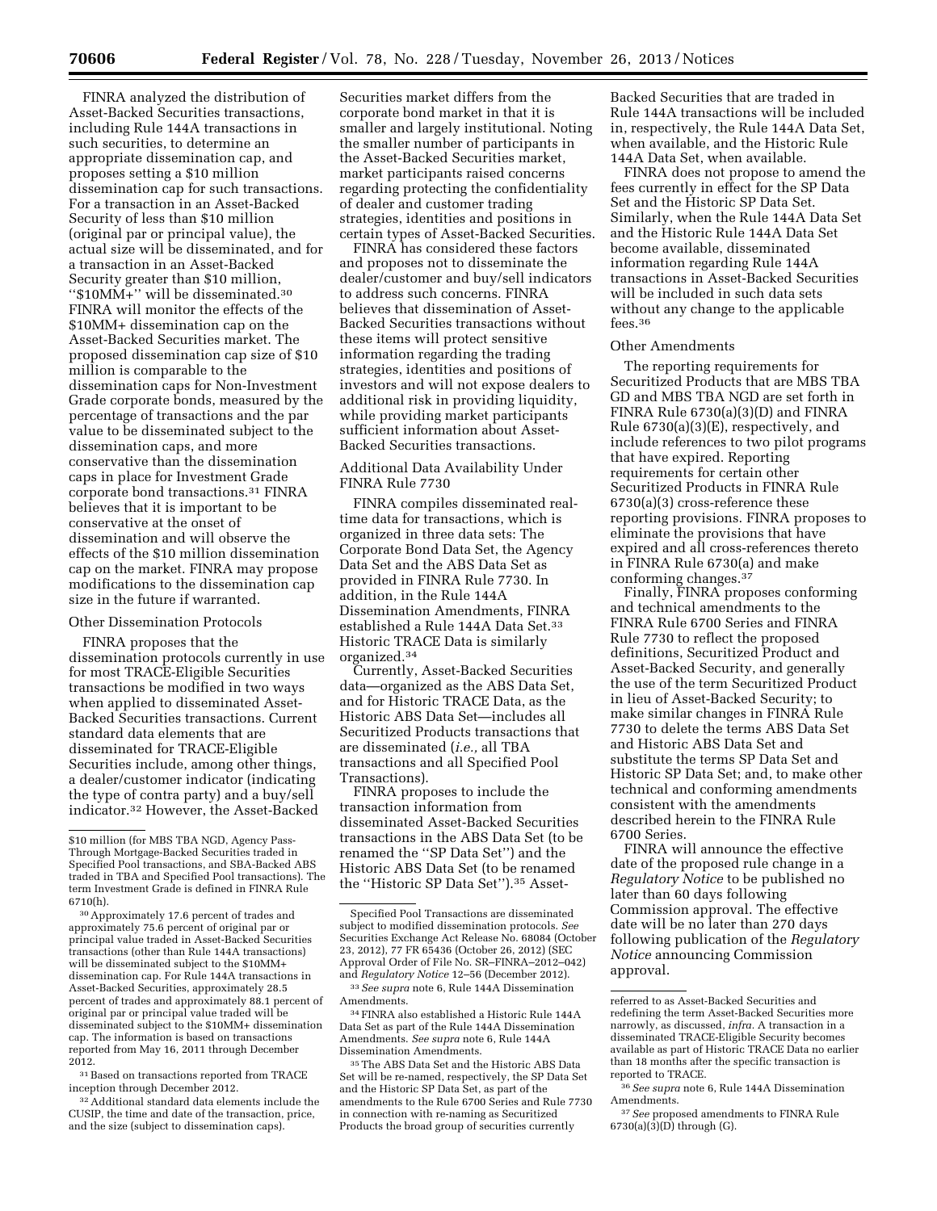FINRA analyzed the distribution of Asset-Backed Securities transactions, including Rule 144A transactions in such securities, to determine an appropriate dissemination cap, and proposes setting a $10 million dissemination cap for such transactions. For a transaction in an Asset-Backed Security of less than $10 million (original par or principal value), the actual size will be disseminated, and for a transaction in an Asset-Backed Security greater than $10 million, ''$10MM+'' will be disseminated.[30] FINRA will monitor the effects of the $10MM+ dissemination cap on the Asset-Backed Securities market. The proposed dissemination cap size of $10 million is comparable to the dissemination caps for Non-Investment Grade corporate bonds, measured by the percentage of transactions and the par value to be disseminated subject to the dissemination caps, and more conservative than the dissemination caps in place for Investment Grade corporate bond transactions.[31] FINRA believes that it is important to be conservative at the onset of dissemination and will observe the effects of the $10 million dissemination cap on the market. FINRA may propose modifications to the dissemination cap size in the future if warranted.

Other Dissemination Protocols

FINRA proposes that the dissemination protocols currently in use for most TRACE-Eligible Securities transactions be modified in two ways when applied to disseminated Asset-Backed Securities transactions. Current standard data elements that are disseminated for TRACE-Eligible Securities include, among other things, a dealer/customer indicator (indicating the type of contra party) and a buy/sell indicator.[32] However, the Asset-Backed Securities market differs from the corporate bond market in that it is smaller and largely institutional. Noting the smaller number of participants in the Asset-Backed Securities market, market participants raised concerns regarding protecting the confidentiality of dealer and customer trading strategies, identities and positions in certain types of Asset-Backed Securities.

FINRA has considered these factors and proposes not to disseminate the dealer/customer and buy/sell indicators to address such concerns. FINRA believes that dissemination of Asset-Backed Securities transactions without these items will protect sensitive information regarding the trading strategies, identities and positions of investors and will not expose dealers to additional risk in providing liquidity, while providing market participants sufficient information about Asset-Backed Securities transactions.

Additional Data Availability Under FINRA Rule 7730

FINRA compiles disseminated real-time data for transactions, which is organized in three data sets: The Corporate Bond Data Set, the Agency Data Set and the ABS Data Set as provided in FINRA Rule 7730. In addition, in the Rule 144A Dissemination Amendments, FINRA established a Rule 144A Data Set.[33] Historic TRACE Data is similarly organized.[34]

Currently, Asset-Backed Securities data—organized as the ABS Data Set, and for Historic TRACE Data, as the Historic ABS Data Set—includes all Securitized Products transactions that are disseminated (*i.e.,* all TBA transactions and all Specified Pool Transactions).

FINRA proposes to include the transaction information from disseminated Asset-Backed Securities transactions in the ABS Data Set (to be renamed the ''SP Data Set'') and the Historic ABS Data Set (to be renamed the ''Historic SP Data Set'').[35] Asset-Backed Securities that are traded in Rule 144A transactions will be included in, respectively, the Rule 144A Data Set, when available, and the Historic Rule 144A Data Set, when available.

FINRA does not propose to amend the fees currently in effect for the SP Data Set and the Historic SP Data Set. Similarly, when the Rule 144A Data Set and the Historic Rule 144A Data Set become available, disseminated information regarding Rule 144A transactions in Asset-Backed Securities will be included in such data sets without any change to the applicable fees.[36]

Other Amendments

The reporting requirements for Securitized Products that are MBS TBA GD and MBS TBA NGD are set forth in FINRA Rule 6730(a)(3)(D) and FINRA Rule 6730(a)(3)(E), respectively, and include references to two pilot programs that have expired. Reporting requirements for certain other Securitized Products in FINRA Rule 6730(a)(3) cross-reference these reporting provisions. FINRA proposes to eliminate the provisions that have expired and all cross-references thereto in FINRA Rule 6730(a) and make conforming changes.[37]

Finally, FINRA proposes conforming and technical amendments to the FINRA Rule 6700 Series and FINRA Rule 7730 to reflect the proposed definitions, Securitized Product and Asset-Backed Security, and generally the use of the term Securitized Product in lieu of Asset-Backed Security; to make similar changes in FINRA Rule 7730 to delete the terms ABS Data Set and Historic ABS Data Set and substitute the terms SP Data Set and Historic SP Data Set; and, to make other technical and conforming amendments consistent with the amendments described herein to the FINRA Rule 6700 Series.

FINRA will announce the effective date of the proposed rule change in a *Regulatory Notice* to be published no later than 60 days following Commission approval. The effective date will be no later than 270 days following publication of the *Regulatory Notice* announcing Commission approval.

---

$10 million (for MBS TBA NGD, Agency Pass-Through Mortgage-Backed Securities traded in Specified Pool transactions, and SBA-Backed ABS traded in TBA and Specified Pool transactions). The term Investment Grade is defined in FINRA Rule 6710(h).

[30] Approximately 17.6 percent of trades and approximately 75.6 percent of original par or principal value traded in Asset-Backed Securities transactions (other than Rule 144A transactions) will be disseminated subject to the $10MM+ dissemination cap. For Rule 144A transactions in Asset-Backed Securities, approximately 28.5 percent of trades and approximately 88.1 percent of original par or principal value traded will be disseminated subject to the $10MM+ dissemination cap. The information is based on transactions reported from May 16, 2011 through December 2012.

[31] Based on transactions reported from TRACE inception through December 2012.

[32] Additional standard data elements include the CUSIP, the time and date of the transaction, price, and the size (subject to dissemination caps).

Specified Pool Transactions are disseminated subject to modified dissemination protocols. *See* Securities Exchange Act Release No. 68084 (October 23, 2012), 77 FR 65436 (October 26, 2012) (SEC Approval Order of File No. SR–FINRA–2012–042) and *Regulatory Notice* 12–56 (December 2012).

[33] *See supra* note 6, Rule 144A Dissemination Amendments.

[34] FINRA also established a Historic Rule 144A Data Set as part of the Rule 144A Dissemination Amendments. *See supra* note 6, Rule 144A Dissemination Amendments.

[35] The ABS Data Set and the Historic ABS Data Set will be re-named, respectively, the SP Data Set and the Historic SP Data Set, as part of the amendments to the Rule 6700 Series and Rule 7730 in connection with re-naming as Securitized Products the broad group of securities currently referred to as Asset-Backed Securities and redefining the term Asset-Backed Securities more narrowly, as discussed, *infra.* A transaction in a disseminated TRACE-Eligible Security becomes available as part of Historic TRACE Data no earlier than 18 months after the specific transaction is reported to TRACE.

[36] *See supra* note 6, Rule 144A Dissemination Amendments.

[37] *See* proposed amendments to FINRA Rule 6730(a)(3)(D) through (G).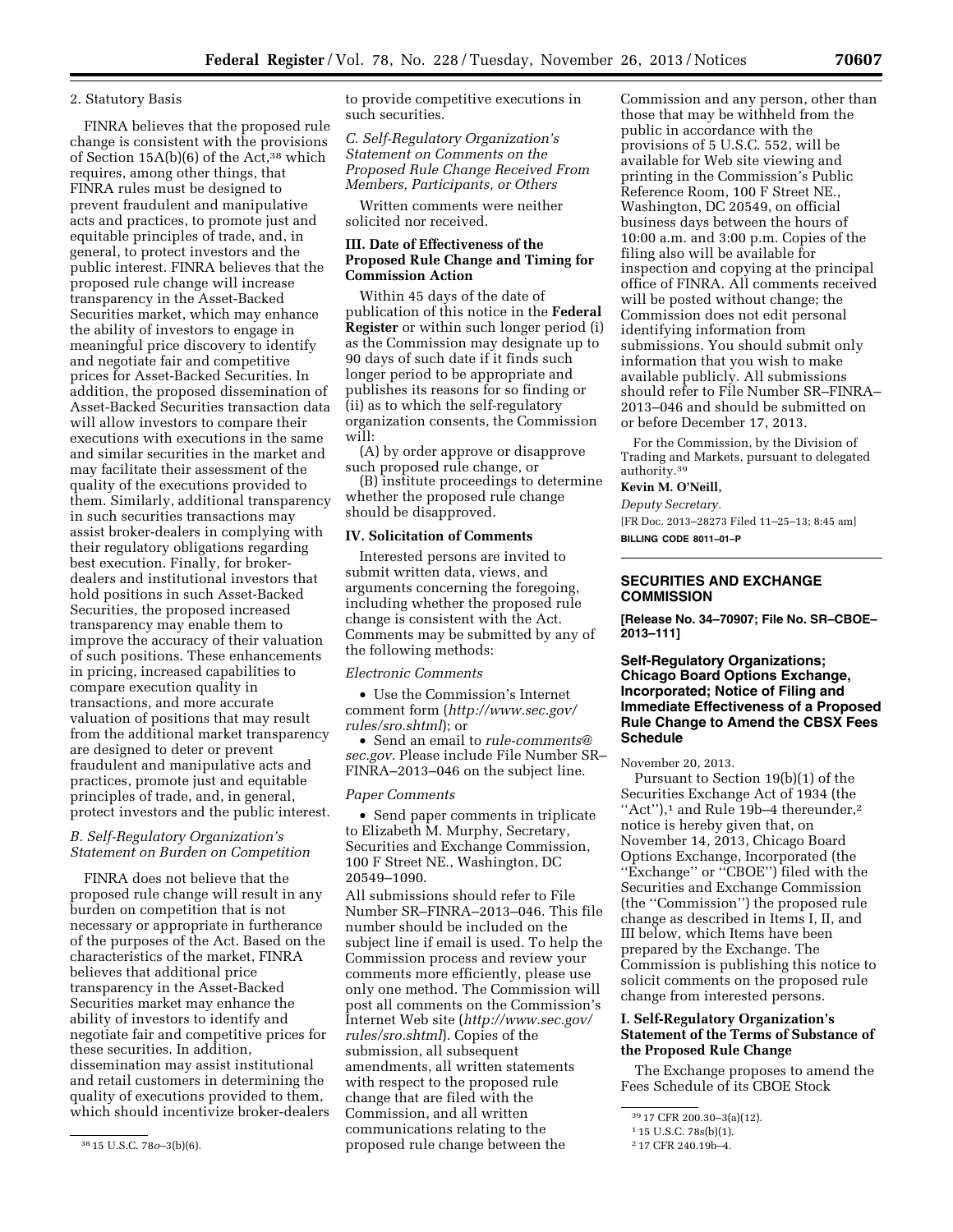2. Statutory Basis

FINRA believes that the proposed rule change is consistent with the provisions of Section 15A(b)(6) of the Act,[38] which requires, among other things, that FINRA rules must be designed to prevent fraudulent and manipulative acts and practices, to promote just and equitable principles of trade, and, in general, to protect investors and the public interest. FINRA believes that the proposed rule change will increase transparency in the Asset-Backed Securities market, which may enhance the ability of investors to engage in meaningful price discovery to identify and negotiate fair and competitive prices for Asset-Backed Securities. In addition, the proposed dissemination of Asset-Backed Securities transaction data will allow investors to compare their executions with executions in the same and similar securities in the market and may facilitate their assessment of the quality of the executions provided to them. Similarly, additional transparency in such securities transactions may assist broker-dealers in complying with their regulatory obligations regarding best execution. Finally, for broker-dealers and institutional investors that hold positions in such Asset-Backed Securities, the proposed increased transparency may enable them to improve the accuracy of their valuation of such positions. These enhancements in pricing, increased capabilities to compare execution quality in transactions, and more accurate valuation of positions that may result from the additional market transparency are designed to deter or prevent fraudulent and manipulative acts and practices, promote just and equitable principles of trade, and, in general, protect investors and the public interest.

*B. Self-Regulatory Organization's Statement on Burden on Competition*

FINRA does not believe that the proposed rule change will result in any burden on competition that is not necessary or appropriate in furtherance of the purposes of the Act. Based on the characteristics of the market, FINRA believes that additional price transparency in the Asset-Backed Securities market may enhance the ability of investors to identify and negotiate fair and competitive prices for these securities. In addition, dissemination may assist institutional and retail customers in determining the quality of executions provided to them, which should incentivize broker-dealers to provide competitive executions in such securities.

*C. Self-Regulatory Organization's Statement on Comments on the Proposed Rule Change Received From Members, Participants, or Others*

Written comments were neither solicited nor received.

**III. Date of Effectiveness of the Proposed Rule Change and Timing for Commission Action**

Within 45 days of the date of publication of this notice in the **Federal Register** or within such longer period (i) as the Commission may designate up to 90 days of such date if it finds such longer period to be appropriate and publishes its reasons for so finding or (ii) as to which the self-regulatory organization consents, the Commission will:

(A) by order approve or disapprove such proposed rule change, or

(B) institute proceedings to determine whether the proposed rule change should be disapproved.

**IV. Solicitation of Comments**

Interested persons are invited to submit written data, views, and arguments concerning the foregoing, including whether the proposed rule change is consistent with the Act. Comments may be submitted by any of the following methods:

*Electronic Comments*

- Use the Commission's Internet comment form (*http://www.sec.gov/rules/sro.shtml*); or
- Send an email to *rule-comments@sec.gov.* Please include File Number SR–FINRA–2013–046 on the subject line.

*Paper Comments*

- Send paper comments in triplicate to Elizabeth M. Murphy, Secretary, Securities and Exchange Commission, 100 F Street NE., Washington, DC 20549–1090.

All submissions should refer to File Number SR–FINRA–2013–046. This file number should be included on the subject line if email is used. To help the Commission process and review your comments more efficiently, please use only one method. The Commission will post all comments on the Commission's Internet Web site (*http://www.sec.gov/rules/sro.shtml*). Copies of the submission, all subsequent amendments, all written statements with respect to the proposed rule change that are filed with the Commission, and all written communications relating to the proposed rule change between the Commission and any person, other than those that may be withheld from the public in accordance with the provisions of 5 U.S.C. 552, will be available for Web site viewing and printing in the Commission's Public Reference Room, 100 F Street NE., Washington, DC 20549, on official business days between the hours of 10:00 a.m. and 3:00 p.m. Copies of the filing also will be available for inspection and copying at the principal office of FINRA. All comments received will be posted without change; the Commission does not edit personal identifying information from submissions. You should submit only information that you wish to make available publicly. All submissions should refer to File Number SR–FINRA–2013–046 and should be submitted on or before December 17, 2013.

For the Commission, by the Division of Trading and Markets, pursuant to delegated authority.[39]

**Kevin M. O'Neill,**

*Deputy Secretary.*

[FR Doc. 2013–28273 Filed 11–25–13; 8:45 am]

**BILLING CODE 8011–01–P**

---

## SECURITIES AND EXCHANGE COMMISSION

**[Release No. 34–70907; File No. SR–CBOE–2013–111]**

### Self-Regulatory Organizations; Chicago Board Options Exchange, Incorporated; Notice of Filing and Immediate Effectiveness of a Proposed Rule Change to Amend the CBSX Fees Schedule

November 20, 2013.

Pursuant to Section 19(b)(1) of the Securities Exchange Act of 1934 (the "Act"),[1] and Rule 19b–4 thereunder,[2] notice is hereby given that, on November 14, 2013, Chicago Board Options Exchange, Incorporated (the "Exchange" or "CBOE") filed with the Securities and Exchange Commission (the "Commission") the proposed rule change as described in Items I, II, and III below, which Items have been prepared by the Exchange. The Commission is publishing this notice to solicit comments on the proposed rule change from interested persons.

**I. Self-Regulatory Organization's Statement of the Terms of Substance of the Proposed Rule Change**

The Exchange proposes to amend the Fees Schedule of its CBOE Stock

---

[38] 15 U.S.C. 78*o*–3(b)(6).

[39] 17 CFR 200.30–3(a)(12).

[1] 15 U.S.C. 78s(b)(1).

[2] 17 CFR 240.19b–4.